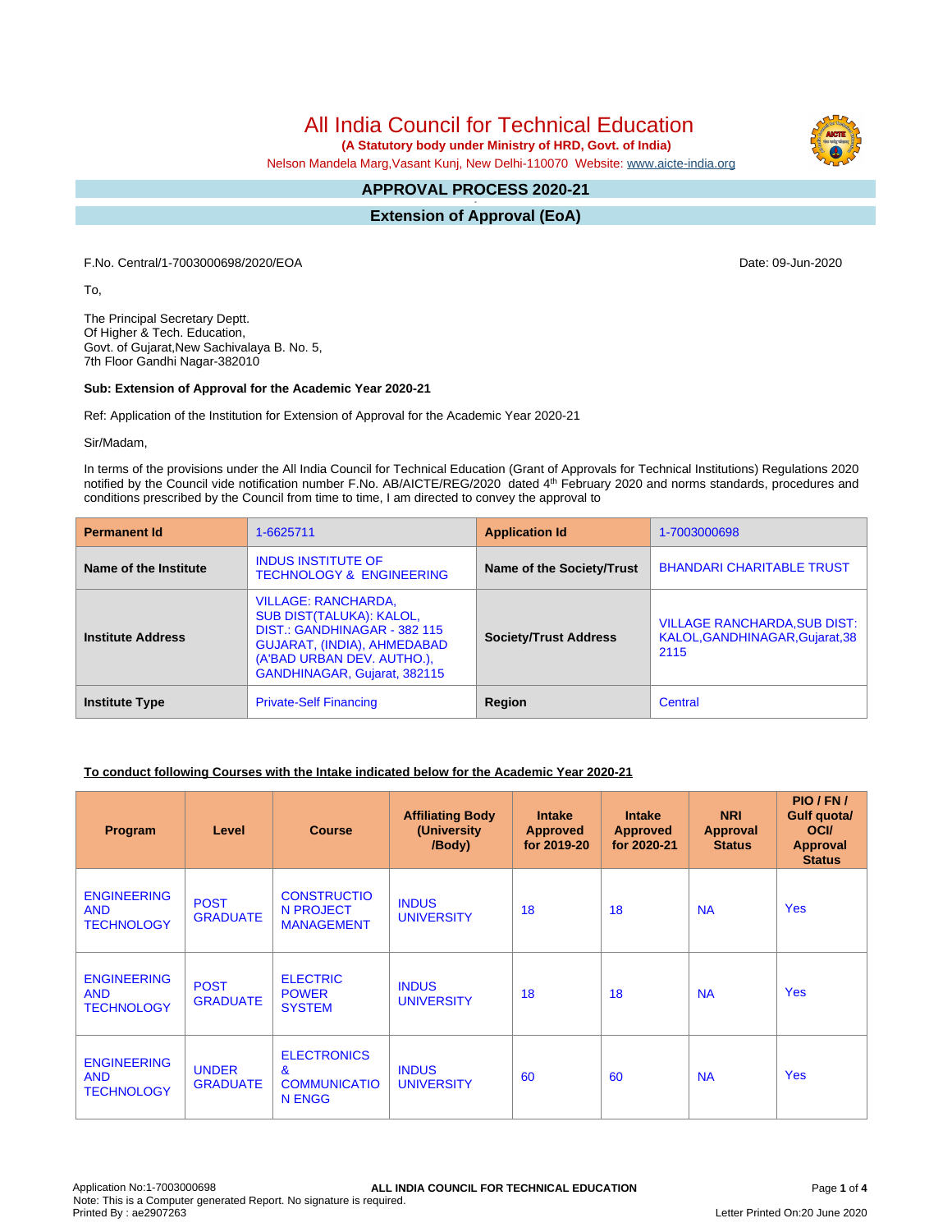# All India Council for Technical Education

**(A Statutory body under Ministry of HRD, Govt. of India)**

Nelson Mandela Marg,Vasant Kunj, New Delhi-110070 Website: www.aicte-india.org

## APPROVAL PROCESS 2020-21

## Extension of Approval (EoA)

F.No. Central/1-7003000698/2020/EOA

Date: 09-Jun-2020

To,

The Principal Secretary Deptt.
Of Higher & Tech. Education,
Govt. of Gujarat,New Sachivalaya B. No. 5,
7th Floor Gandhi Nagar-382010

**Sub: Extension of Approval for the Academic Year 2020-21**

Ref: Application of the Institution for Extension of Approval for the Academic Year 2020-21

Sir/Madam,

In terms of the provisions under the All India Council for Technical Education (Grant of Approvals for Technical Institutions) Regulations 2020 notified by the Council vide notification number F.No. AB/AICTE/REG/2020 dated 4th February 2020 and norms standards, procedures and conditions prescribed by the Council from time to time, I am directed to convey the approval to

| **Permanent Id** | 1-6625711 | **Application Id** | 1-7003000698 |
|---|---|---|---|
| **Name of the Institute** | INDUS INSTITUTE OF TECHNOLOGY & ENGINEERING | **Name of the Society/Trust** | BHANDARI CHARITABLE TRUST |
| **Institute Address** | VILLAGE: RANCHARDA, SUB DIST(TALUKA): KALOL, DIST.: GANDHINAGAR - 382 115 GUJARAT, (INDIA), AHMEDABAD (A'BAD URBAN DEV. AUTHO.), GANDHINAGAR, Gujarat, 382115 | **Society/Trust Address** | VILLAGE RANCHARDA,SUB DIST: KALOL,GANDHINAGAR,Gujarat,382115 |
| **Institute Type** | Private-Self Financing | **Region** | Central |

**To conduct following Courses with the Intake indicated below for the Academic Year 2020-21**

| Program | Level | Course | Affiliating Body (University /Body) | Intake Approved for 2019-20 | Intake Approved for 2020-21 | NRI Approval Status | PIO / FN / Gulf quota/ OCI/ Approval Status |
|---|---|---|---|---|---|---|---|
| ENGINEERING AND TECHNOLOGY | POST GRADUATE | CONSTRUCTION PROJECT MANAGEMENT | INDUS UNIVERSITY | 18 | 18 | NA | Yes |
| ENGINEERING AND TECHNOLOGY | POST GRADUATE | ELECTRIC POWER SYSTEM | INDUS UNIVERSITY | 18 | 18 | NA | Yes |
| ENGINEERING AND TECHNOLOGY | UNDER GRADUATE | ELECTRONICS & COMMUNICATION ENGG | INDUS UNIVERSITY | 60 | 60 | NA | Yes |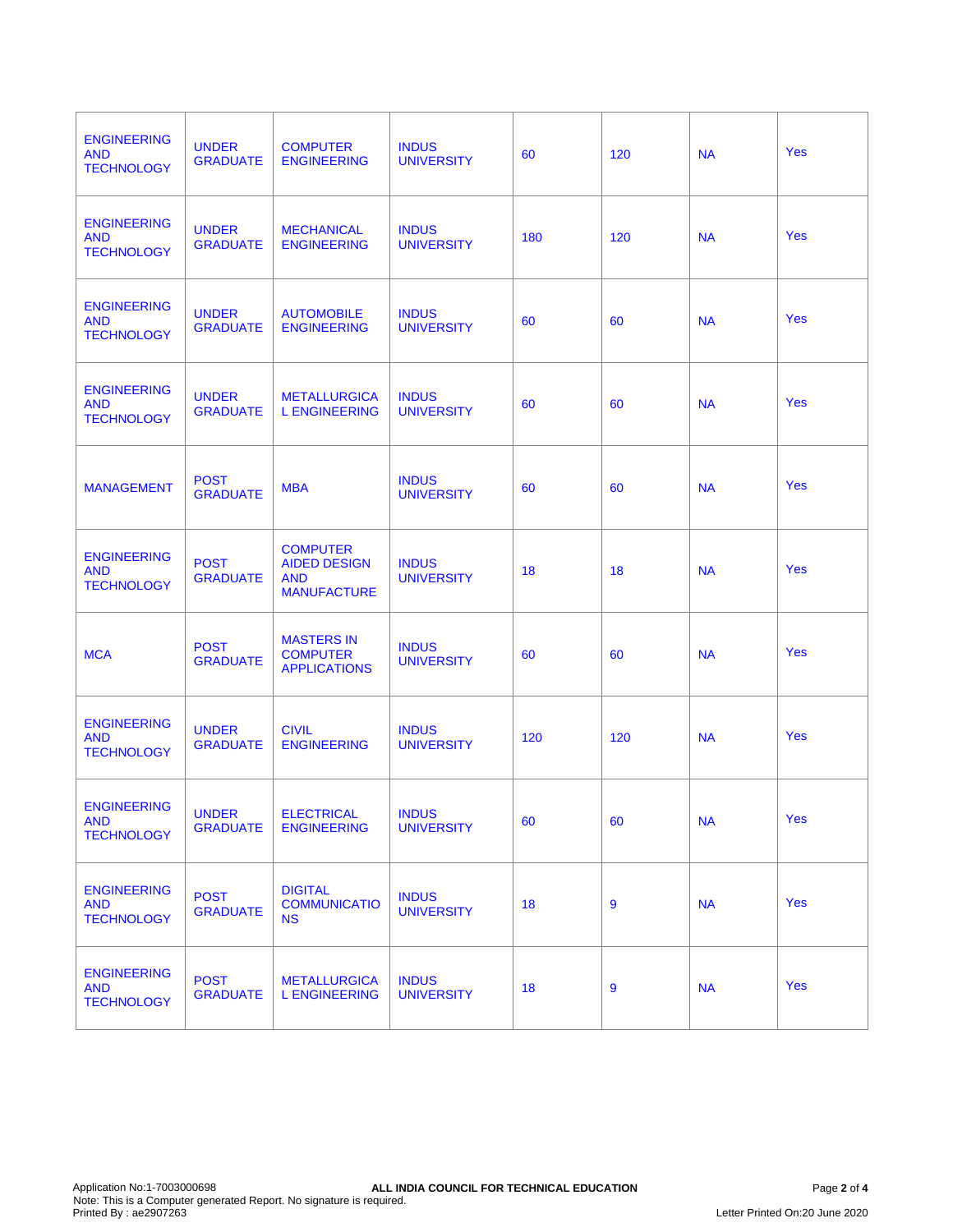| | | | | | | | |
|---|---|---|---|---|---|---|---|
| ENGINEERING AND TECHNOLOGY | UNDER GRADUATE | COMPUTER ENGINEERING | INDUS UNIVERSITY | 60 | 120 | NA | Yes |
| ENGINEERING AND TECHNOLOGY | UNDER GRADUATE | MECHANICAL ENGINEERING | INDUS UNIVERSITY | 180 | 120 | NA | Yes |
| ENGINEERING AND TECHNOLOGY | UNDER GRADUATE | AUTOMOBILE ENGINEERING | INDUS UNIVERSITY | 60 | 60 | NA | Yes |
| ENGINEERING AND TECHNOLOGY | UNDER GRADUATE | METALLURGICAL ENGINEERING | INDUS UNIVERSITY | 60 | 60 | NA | Yes |
| MANAGEMENT | POST GRADUATE | MBA | INDUS UNIVERSITY | 60 | 60 | NA | Yes |
| ENGINEERING AND TECHNOLOGY | POST GRADUATE | COMPUTER AIDED DESIGN AND MANUFACTURE | INDUS UNIVERSITY | 18 | 18 | NA | Yes |
| MCA | POST GRADUATE | MASTERS IN COMPUTER APPLICATIONS | INDUS UNIVERSITY | 60 | 60 | NA | Yes |
| ENGINEERING AND TECHNOLOGY | UNDER GRADUATE | CIVIL ENGINEERING | INDUS UNIVERSITY | 120 | 120 | NA | Yes |
| ENGINEERING AND TECHNOLOGY | UNDER GRADUATE | ELECTRICAL ENGINEERING | INDUS UNIVERSITY | 60 | 60 | NA | Yes |
| ENGINEERING AND TECHNOLOGY | POST GRADUATE | DIGITAL COMMUNICATIONS | INDUS UNIVERSITY | 18 | 9 | NA | Yes |
| ENGINEERING AND TECHNOLOGY | POST GRADUATE | METALLURGICAL ENGINEERING | INDUS UNIVERSITY | 18 | 9 | NA | Yes |

Application No:1-7003000698
Note: This is a Computer generated Report. No signature is required.
Printed By : ae2907263

ALL INDIA COUNCIL FOR TECHNICAL EDUCATION

Letter Printed On:20 June 2020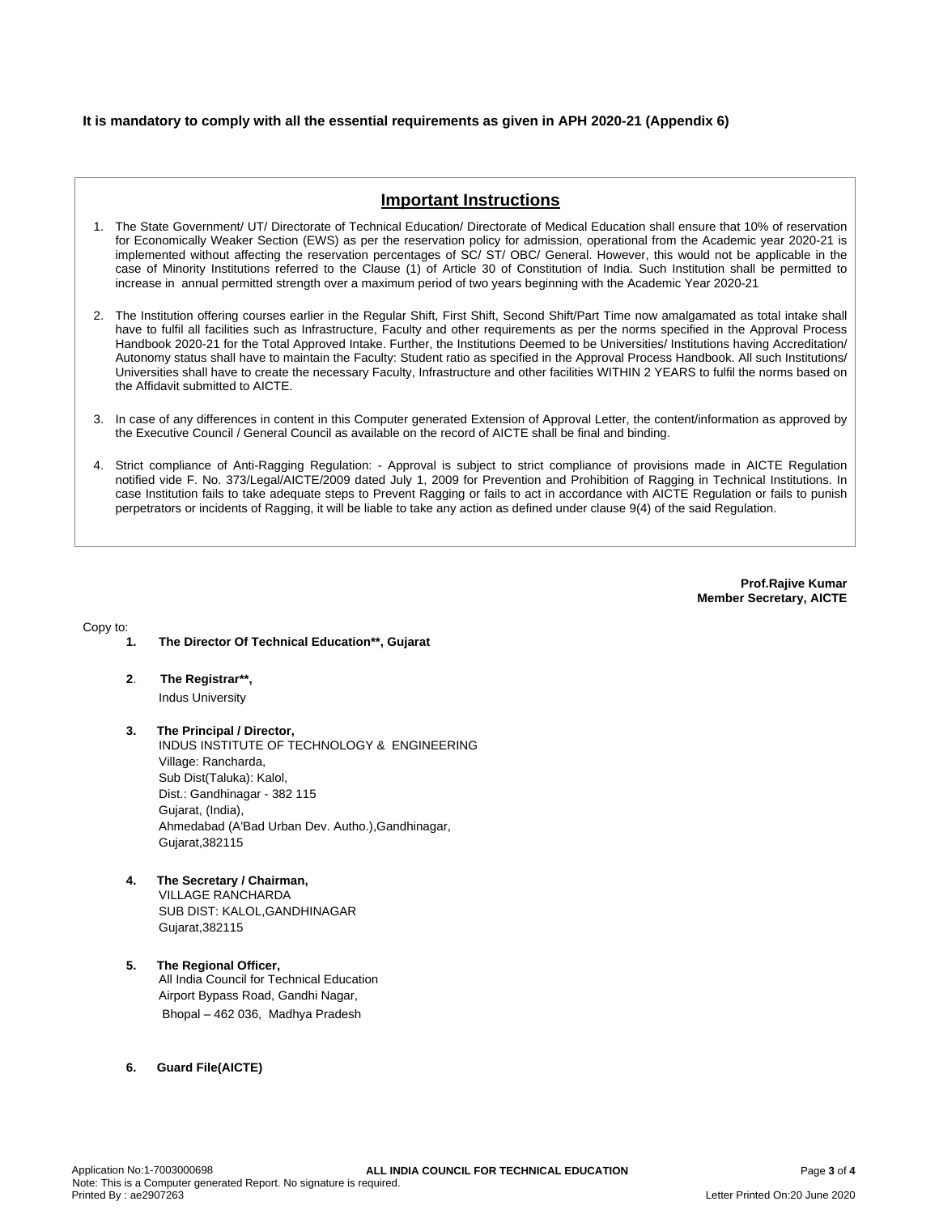**It is mandatory to comply with all the essential requirements as given in APH 2020-21 (Appendix 6)**

## Important Instructions

1. The State Government/ UT/ Directorate of Technical Education/ Directorate of Medical Education shall ensure that 10% of reservation for Economically Weaker Section (EWS) as per the reservation policy for admission, operational from the Academic year 2020-21 is implemented without affecting the reservation percentages of SC/ ST/ OBC/ General. However, this would not be applicable in the case of Minority Institutions referred to the Clause (1) of Article 30 of Constitution of India. Such Institution shall be permitted to increase in annual permitted strength over a maximum period of two years beginning with the Academic Year 2020-21
2. The Institution offering courses earlier in the Regular Shift, First Shift, Second Shift/Part Time now amalgamated as total intake shall have to fulfil all facilities such as Infrastructure, Faculty and other requirements as per the norms specified in the Approval Process Handbook 2020-21 for the Total Approved Intake. Further, the Institutions Deemed to be Universities/ Institutions having Accreditation/ Autonomy status shall have to maintain the Faculty: Student ratio as specified in the Approval Process Handbook. All such Institutions/ Universities shall have to create the necessary Faculty, Infrastructure and other facilities WITHIN 2 YEARS to fulfil the norms based on the Affidavit submitted to AICTE.
3. In case of any differences in content in this Computer generated Extension of Approval Letter, the content/information as approved by the Executive Council / General Council as available on the record of AICTE shall be final and binding.
4. Strict compliance of Anti-Ragging Regulation: - Approval is subject to strict compliance of provisions made in AICTE Regulation notified vide F. No. 373/Legal/AICTE/2009 dated July 1, 2009 for Prevention and Prohibition of Ragging in Technical Institutions. In case Institution fails to take adequate steps to Prevent Ragging or fails to act in accordance with AICTE Regulation or fails to punish perpetrators or incidents of Ragging, it will be liable to take any action as defined under clause 9(4) of the said Regulation.

**Prof.Rajive Kumar**
**Member Secretary, AICTE**

Copy to:

1. **The Director Of Technical Education\*\*, Gujarat**

2. **The Registrar\*\*,**
   Indus University

3. **The Principal / Director,**
   INDUS INSTITUTE OF TECHNOLOGY & ENGINEERING
   Village: Rancharda,
   Sub Dist(Taluka): Kalol,
   Dist.: Gandhinagar - 382 115
   Gujarat, (India),
   Ahmedabad (A'Bad Urban Dev. Autho.),Gandhinagar,
   Gujarat,382115

4. **The Secretary / Chairman,**
   VILLAGE RANCHARDA
   SUB DIST: KALOL,GANDHINAGAR
   Gujarat,382115

5. **The Regional Officer,**
   All India Council for Technical Education
   Airport Bypass Road, Gandhi Nagar,
   Bhopal – 462 036, Madhya Pradesh

6. **Guard File(AICTE)**

Application No:1-7003000698
Note: This is a Computer generated Report. No signature is required.
Printed By : ae2907263
Letter Printed On:20 June 2020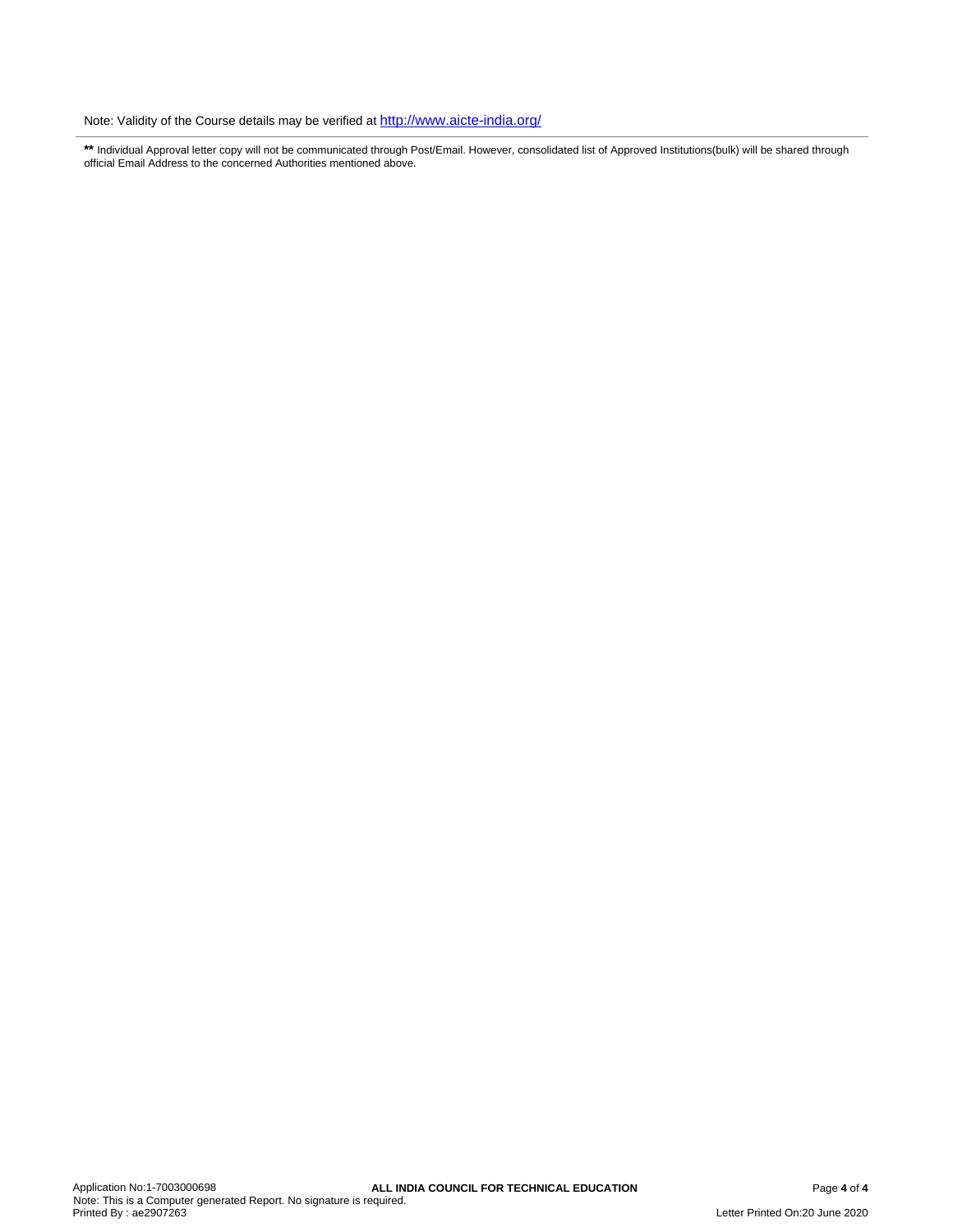Note: Validity of the Course details may be verified at http://www.aicte-india.org/

---

** Individual Approval letter copy will not be communicated through Post/Email. However, consolidated list of Approved Institutions(bulk) will be shared through official Email Address to the concerned Authorities mentioned above.